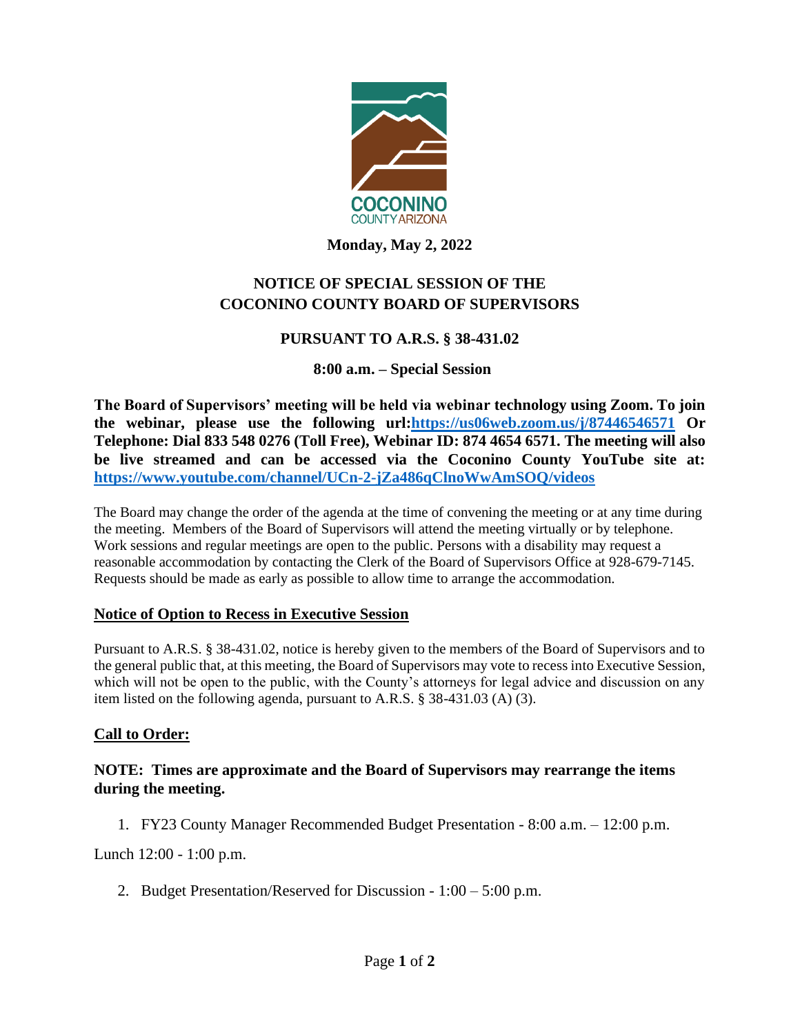**Monday, May 2, 2022**

# NOTICE OF SPECIAL SESSION OF THE COCONINO COUNTY BOARD OF SUPERVISORS

## PURSUANT TO A.R.S. § 38-431.02

### 8:00 a.m. – Special Session

**The Board of Supervisors' meeting will be held via webinar technology using Zoom. To join the webinar, please use the following url:https://us06web.zoom.us/j/87446546571 Or Telephone: Dial 833 548 0276 (Toll Free), Webinar ID: 874 4654 6571. The meeting will also be live streamed and can be accessed via the Coconino County YouTube site at: https://www.youtube.com/channel/UCn-2-jZa486qClnoWwAmSOQ/videos**

The Board may change the order of the agenda at the time of convening the meeting or at any time during the meeting. Members of the Board of Supervisors will attend the meeting virtually or by telephone. Work sessions and regular meetings are open to the public. Persons with a disability may request a reasonable accommodation by contacting the Clerk of the Board of Supervisors Office at 928-679-7145. Requests should be made as early as possible to allow time to arrange the accommodation.

**Notice of Option to Recess in Executive Session**

Pursuant to A.R.S. § 38-431.02, notice is hereby given to the members of the Board of Supervisors and to the general public that, at this meeting, the Board of Supervisors may vote to recess into Executive Session, which will not be open to the public, with the County's attorneys for legal advice and discussion on any item listed on the following agenda, pursuant to A.R.S. § 38-431.03 (A) (3).

**Call to Order:**

**NOTE: Times are approximate and the Board of Supervisors may rearrange the items during the meeting.**

1. FY23 County Manager Recommended Budget Presentation - 8:00 a.m. – 12:00 p.m.

Lunch 12:00 - 1:00 p.m.

2. Budget Presentation/Reserved for Discussion - 1:00 – 5:00 p.m.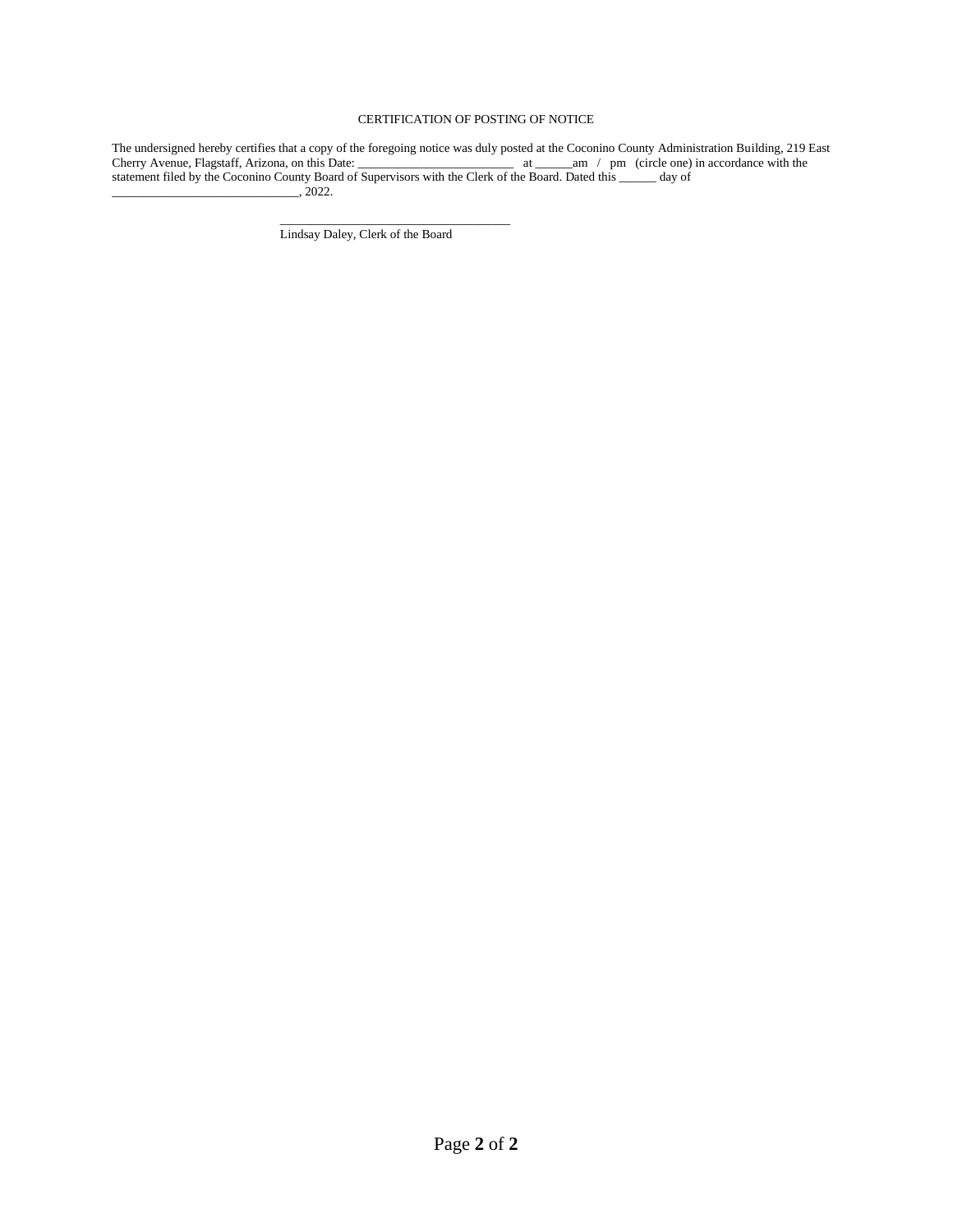CERTIFICATION OF POSTING OF NOTICE

The undersigned hereby certifies that a copy of the foregoing notice was duly posted at the Coconino County Administration Building, 219 East Cherry Avenue, Flagstaff, Arizona, on this Date: _________________________ at ______am / pm (circle one) in accordance with the statement filed by the Coconino County Board of Supervisors with the Clerk of the Board. Dated this ______ day of ______________________________, 2022.

_____________________________________

Lindsay Daley, Clerk of the Board